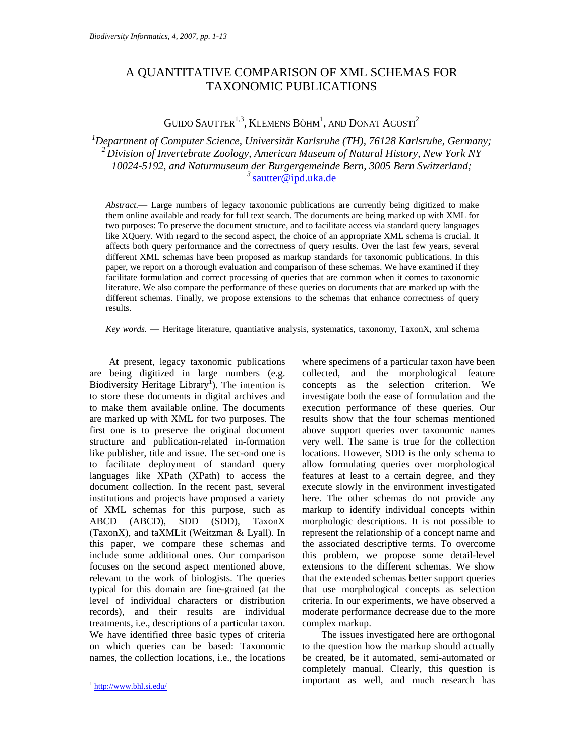# A QUANTITATIVE COMPARISON OF XML SCHEMAS FOR TAXONOMIC PUBLICATIONS

GUIDO SAUTTER[1,3], KLEMENS BÖHM[1], AND DONAT AGOSTI[2]

*[1]Department of Computer Science, Universität Karlsruhe (TH), 76128 Karlsruhe, Germany; [2]Division of Invertebrate Zoology, American Museum of Natural History, New York NY 10024-5192, and Naturmuseum der Burgergemeinde Bern, 3005 Bern Switzerland; [3]sautter@ipd.uka.de*

*Abstract.*— Large numbers of legacy taxonomic publications are currently being digitized to make them online available and ready for full text search. The documents are being marked up with XML for two purposes: To preserve the document structure, and to facilitate access via standard query languages like XQuery. With regard to the second aspect, the choice of an appropriate XML schema is crucial. It affects both query performance and the correctness of query results. Over the last few years, several different XML schemas have been proposed as markup standards for taxonomic publications. In this paper, we report on a thorough evaluation and comparison of these schemas. We have examined if they facilitate formulation and correct processing of queries that are common when it comes to taxonomic literature. We also compare the performance of these queries on documents that are marked up with the different schemas. Finally, we propose extensions to the schemas that enhance correctness of query results.

*Key words.* — Heritage literature, quantiative analysis, systematics, taxonomy, TaxonX, xml schema

At present, legacy taxonomic publications are being digitized in large numbers (e.g. Biodiversity Heritage Library[1]). The intention is to store these documents in digital archives and to make them available online. The documents are marked up with XML for two purposes. The first one is to preserve the original document structure and publication-related in-formation like publisher, title and issue. The sec-ond one is to facilitate deployment of standard query languages like XPath (XPath) to access the document collection. In the recent past, several institutions and projects have proposed a variety of XML schemas for this purpose, such as ABCD (ABCD), SDD (SDD), TaxonX (TaxonX), and taXMLit (Weitzman & Lyall). In this paper, we compare these schemas and include some additional ones. Our comparison focuses on the second aspect mentioned above, relevant to the work of biologists. The queries typical for this domain are fine-grained (at the level of individual characters or distribution records), and their results are individual treatments, i.e., descriptions of a particular taxon. We have identified three basic types of criteria on which queries can be based: Taxonomic names, the collection locations, i.e., the locations where specimens of a particular taxon have been collected, and the morphological feature concepts as the selection criterion. We investigate both the ease of formulation and the execution performance of these queries. Our results show that the four schemas mentioned above support queries over taxonomic names very well. The same is true for the collection locations. However, SDD is the only schema to allow formulating queries over morphological features at least to a certain degree, and they execute slowly in the environment investigated here. The other schemas do not provide any markup to identify individual concepts within morphologic descriptions. It is not possible to represent the relationship of a concept name and the associated descriptive terms. To overcome this problem, we propose some detail-level extensions to the different schemas. We show that the extended schemas better support queries that use morphological concepts as selection criteria. In our experiments, we have observed a moderate performance decrease due to the more complex markup.

The issues investigated here are orthogonal to the question how the markup should actually be created, be it automated, semi-automated or completely manual. Clearly, this question is important as well, and much research has

[1] http://www.bhl.si.edu/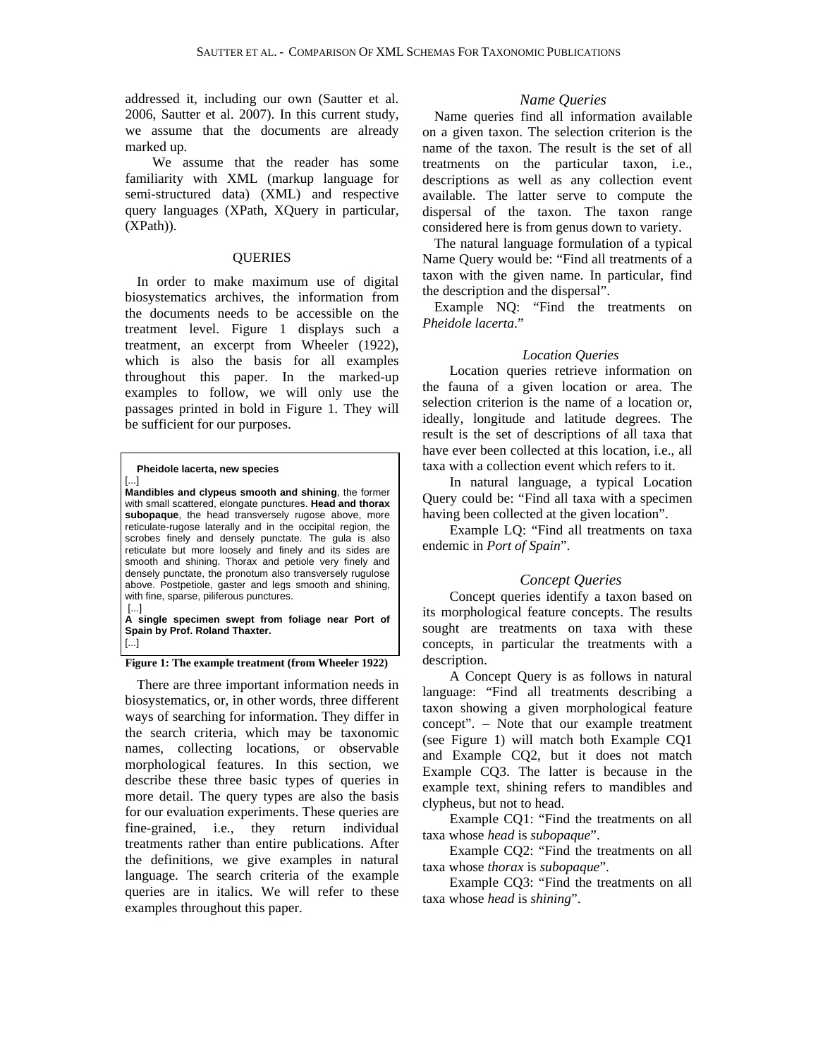addressed it, including our own (Sautter et al. 2006, Sautter et al. 2007). In this current study, we assume that the documents are already marked up.

We assume that the reader has some familiarity with XML (markup language for semi-structured data) (XML) and respective query languages (XPath, XQuery in particular, (XPath)).

## QUERIES

In order to make maximum use of digital biosystematics archives, the information from the documents needs to be accessible on the treatment level. Figure 1 displays such a treatment, an excerpt from Wheeler (1922), which is also the basis for all examples throughout this paper. In the marked-up examples to follow, we will only use the passages printed in bold in Figure 1. They will be sufficient for our purposes.

> **Pheidole lacerta, new species**
> [...]
> **Mandibles and clypeus smooth and shining**, the former with small scattered, elongate punctures. **Head and thorax subopaque**, the head transversely rugose above, more reticulate-rugose laterally and in the occipital region, the scrobes finely and densely punctate. The gula is also reticulate but more loosely and finely and its sides are smooth and shining. Thorax and petiole very finely and densely punctate, the pronotum also transversely rugulose above. Postpetiole, gaster and legs smooth and shining, with fine, sparse, piliferous punctures.
> [...]
> **A single specimen swept from foliage near Port of Spain by Prof. Roland Thaxter.**
> [...]

**Figure 1: The example treatment (from Wheeler 1922)**

There are three important information needs in biosystematics, or, in other words, three different ways of searching for information. They differ in the search criteria, which may be taxonomic names, collecting locations, or observable morphological features. In this section, we describe these three basic types of queries in more detail. The query types are also the basis for our evaluation experiments. These queries are fine-grained, i.e., they return individual treatments rather than entire publications. After the definitions, we give examples in natural language. The search criteria of the example queries are in italics. We will refer to these examples throughout this paper.

### *Name Queries*

Name queries find all information available on a given taxon. The selection criterion is the name of the taxon. The result is the set of all treatments on the particular taxon, i.e., descriptions as well as any collection event available. The latter serve to compute the dispersal of the taxon. The taxon range considered here is from genus down to variety.

The natural language formulation of a typical Name Query would be: "Find all treatments of a taxon with the given name. In particular, find the description and the dispersal".

Example NQ: "Find the treatments on *Pheidole lacerta*."

### *Location Queries*

Location queries retrieve information on the fauna of a given location or area. The selection criterion is the name of a location or, ideally, longitude and latitude degrees. The result is the set of descriptions of all taxa that have ever been collected at this location, i.e., all taxa with a collection event which refers to it.

In natural language, a typical Location Query could be: "Find all taxa with a specimen having been collected at the given location".

Example LQ: "Find all treatments on taxa endemic in *Port of Spain*".

### *Concept Queries*

Concept queries identify a taxon based on its morphological feature concepts. The results sought are treatments on taxa with these concepts, in particular the treatments with a description.

A Concept Query is as follows in natural language: "Find all treatments describing a taxon showing a given morphological feature concept". – Note that our example treatment (see Figure 1) will match both Example CQ1 and Example CQ2, but it does not match Example CQ3. The latter is because in the example text, shining refers to mandibles and clypeus, but not to head.

Example CQ1: "Find the treatments on all taxa whose *head* is *subopaque*".

Example CQ2: "Find the treatments on all taxa whose *thorax* is *subopaque*".

Example CQ3: "Find the treatments on all taxa whose *head* is *shining*".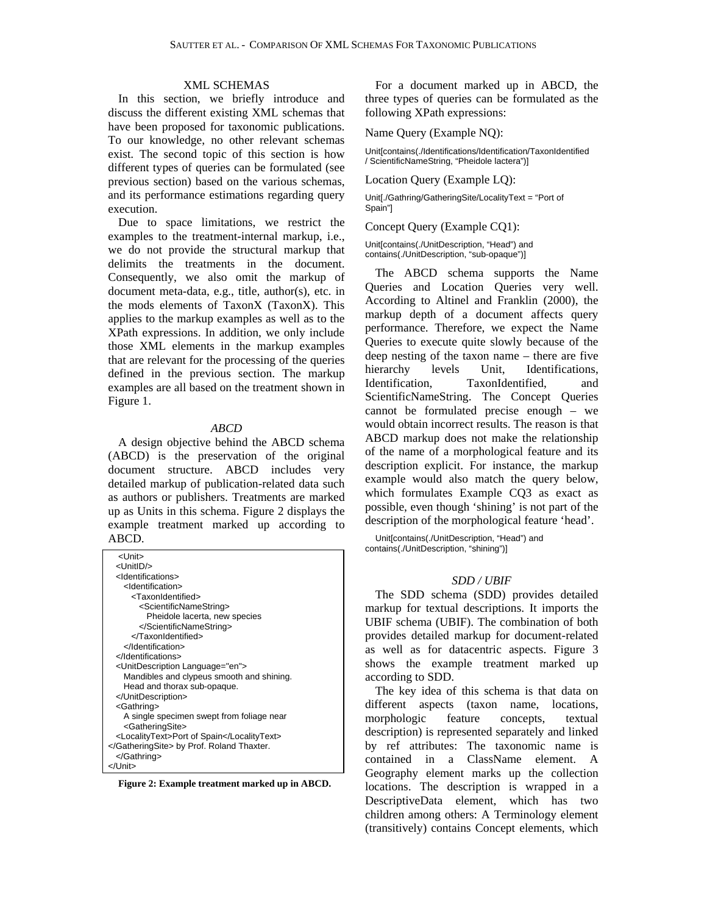## XML SCHEMAS

In this section, we briefly introduce and discuss the different existing XML schemas that have been proposed for taxonomic publications. To our knowledge, no other relevant schemas exist. The second topic of this section is how different types of queries can be formulated (see previous section) based on the various schemas, and its performance estimations regarding query execution.

Due to space limitations, we restrict the examples to the treatment-internal markup, i.e., we do not provide the structural markup that delimits the treatments in the document. Consequently, we also omit the markup of document meta-data, e.g., title, author(s), etc. in the mods elements of TaxonX (TaxonX). This applies to the markup examples as well as to the XPath expressions. In addition, we only include those XML elements in the markup examples that are relevant for the processing of the queries defined in the previous section. The markup examples are all based on the treatment shown in Figure 1.

### *ABCD*

A design objective behind the ABCD schema (ABCD) is the preservation of the original document structure. ABCD includes very detailed markup of publication-related data such as authors or publishers. Treatments are marked up as Units in this schema. Figure 2 displays the example treatment marked up according to ABCD.

```
 <Unit>
  <UnitID/>
  <Identifications>
    <Identification>
      <TaxonIdentified>
        <ScientificNameString>
          Pheidole lacerta, new species
        </ScientificNameString>
      </TaxonIdentified>
    </Identification>
  </Identifications>
  <UnitDescription Language="en">
    Mandibles and clypeus smooth and shining.
    Head and thorax sub-opaque.
  </UnitDescription>
  <Gathring>
    A single specimen swept from foliage near
    <GatheringSite>
  <LocalityText>Port of Spain</LocalityText>
</GatheringSite> by Prof. Roland Thaxter.
  </Gathring>
</Unit>
```

**Figure 2: Example treatment marked up in ABCD.**

For a document marked up in ABCD, the three types of queries can be formulated as the following XPath expressions:

Name Query (Example NQ):

```
Unit[contains(./Identifications/Identification/TaxonIdentified / ScientificNameString, "Pheidole lactera")]
```

Location Query (Example LQ):

```
Unit[./Gathring/GatheringSite/LocalityText = "Port of Spain"]
```

Concept Query (Example CQ1):

```
Unit[contains(./UnitDescription, "Head") and contains(./UnitDescription, "sub-opaque")]
```

The ABCD schema supports the Name Queries and Location Queries very well. According to Altinel and Franklin (2000), the markup depth of a document affects query performance. Therefore, we expect the Name Queries to execute quite slowly because of the deep nesting of the taxon name – there are five hierarchy levels Unit, Identifications, Identification, TaxonIdentified, and ScientificNameString. The Concept Queries cannot be formulated precise enough – we would obtain incorrect results. The reason is that ABCD markup does not make the relationship of the name of a morphological feature and its description explicit. For instance, the markup example would also match the query below, which formulates Example CQ3 as exact as possible, even though 'shining' is not part of the description of the morphological feature 'head'.

```
Unit[contains(./UnitDescription, "Head") and contains(./UnitDescription, "shining")]
```

### *SDD / UBIF*

The SDD schema (SDD) provides detailed markup for textual descriptions. It imports the UBIF schema (UBIF). The combination of both provides detailed markup for document-related as well as for datacentric aspects. Figure 3 shows the example treatment marked up according to SDD.

The key idea of this schema is that data on different aspects (taxon name, locations, morphologic feature concepts, textual description) is represented separately and linked by ref attributes: The taxonomic name is contained in a ClassName element. A Geography element marks up the collection locations. The description is wrapped in a DescriptiveData element, which has two children among others: A Terminology element (transitively) contains Concept elements, which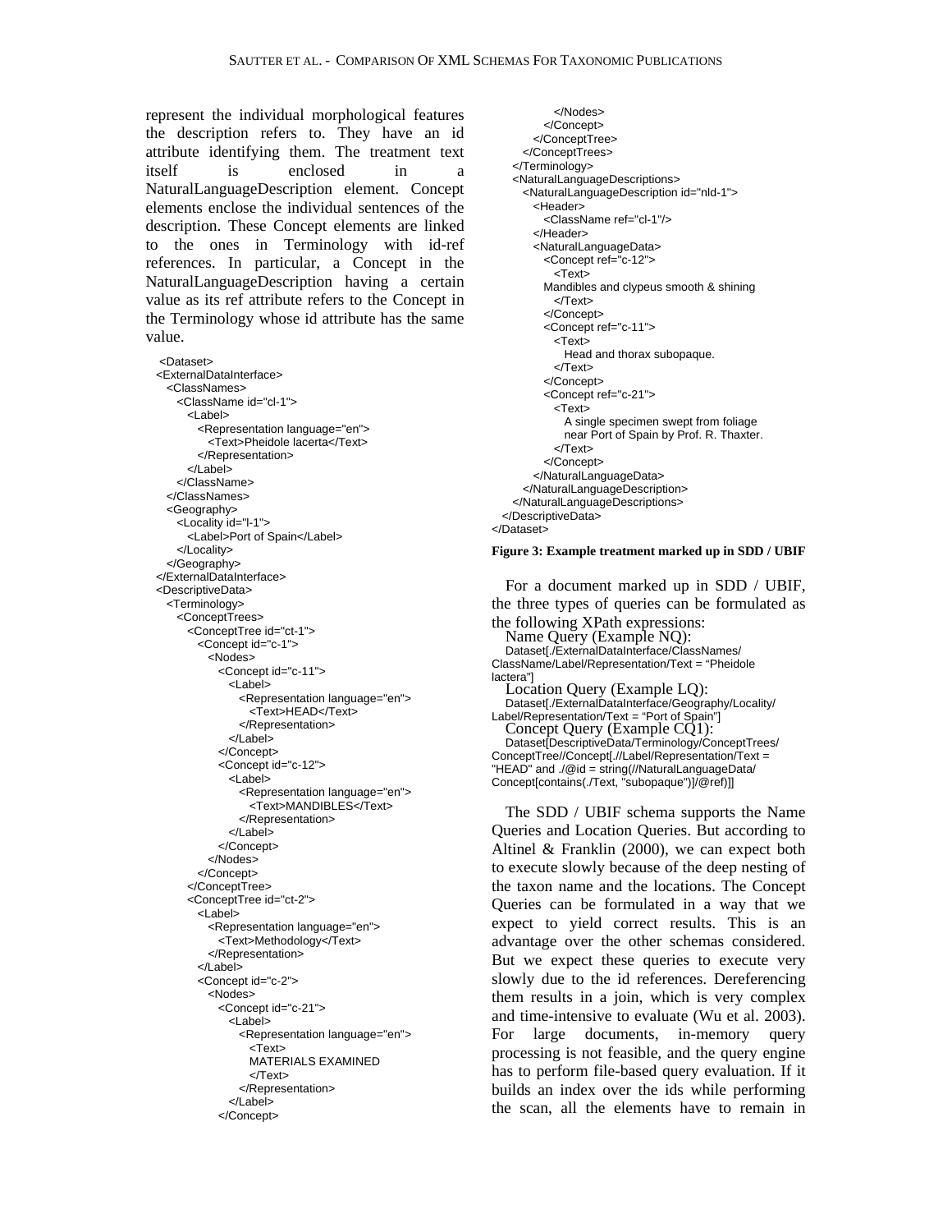represent the individual morphological features the description refers to. They have an id attribute identifying them. The treatment text itself is enclosed in a NaturalLanguageDescription element. Concept elements enclose the individual sentences of the description. These Concept elements are linked to the ones in Terminology with id-ref references. In particular, a Concept in the NaturalLanguageDescription having a certain value as its ref attribute refers to the Concept in the Terminology whose id attribute has the same value.

```
<Dataset>
<ExternalDataInterface>
  <ClassNames>
    <ClassName id="cl-1">
      <Label>
        <Representation language="en">
          <Text>Pheidole lacerta</Text>
        </Representation>
      </Label>
    </ClassName>
  </ClassNames>
  <Geography>
    <Locality id="l-1">
      <Label>Port of Spain</Label>
    </Locality>
  </Geography>
</ExternalDataInterface>
<DescriptiveData>
  <Terminology>
    <ConceptTrees>
      <ConceptTree id="ct-1">
        <Concept id="c-1">
          <Nodes>
            <Concept id="c-11">
              <Label>
                <Representation language="en">
                  <Text>HEAD</Text>
                </Representation>
              </Label>
            </Concept>
            <Concept id="c-12">
              <Label>
                <Representation language="en">
                  <Text>MANDIBLES</Text>
                </Representation>
              </Label>
            </Concept>
          </Nodes>
        </Concept>
      </ConceptTree>
      <ConceptTree id="ct-2">
        <Label>
          <Representation language="en">
            <Text>Methodology</Text>
          </Representation>
        </Label>
        <Concept id="c-2">
          <Nodes>
            <Concept id="c-21">
              <Label>
                <Representation language="en">
                  <Text>
                  MATERIALS EXAMINED
                  </Text>
                </Representation>
              </Label>
            </Concept>
          </Nodes>
        </Concept>
      </ConceptTree>
    </ConceptTrees>
  </Terminology>
  <NaturalLanguageDescriptions>
    <NaturalLanguageDescription id="nld-1">
      <Header>
        <ClassName ref="cl-1"/>
      </Header>
      <NaturalLanguageData>
        <Concept ref="c-12">
          <Text>
        Mandibles and clypeus smooth & shining
          </Text>
        </Concept>
        <Concept ref="c-11">
          <Text>
            Head and thorax subopaque.
          </Text>
        </Concept>
        <Concept ref="c-21">
          <Text>
            A single specimen swept from foliage
            near Port of Spain by Prof. R. Thaxter.
          </Text>
        </Concept>
      </NaturalLanguageData>
    </NaturalLanguageDescription>
  </NaturalLanguageDescriptions>
</DescriptiveData>
</Dataset>
```

**Figure 3: Example treatment marked up in SDD / UBIF**

For a document marked up in SDD / UBIF, the three types of queries can be formulated as the following XPath expressions:

Name Query (Example NQ):

```
Dataset[./ExternalDataInterface/ClassNames/
ClassName/Label/Representation/Text = "Pheidole
lactera"]
```

Location Query (Example LQ):

```
Dataset[./ExternalDataInterface/Geography/Locality/
Label/Representation/Text = "Port of Spain"]
```

Concept Query (Example CQ1):

```
Dataset[DescriptiveData/Terminology/ConceptTrees/
ConceptTree//Concept[.//Label/Representation/Text =
"HEAD" and ./@id = string(//NaturalLanguageData/
Concept[contains(./Text, "subopaque")]/@ref)]]
```

The SDD / UBIF schema supports the Name Queries and Location Queries. But according to Altinel & Franklin (2000), we can expect both to execute slowly because of the deep nesting of the taxon name and the locations. The Concept Queries can be formulated in a way that we expect to yield correct results. This is an advantage over the other schemas considered. But we expect these queries to execute very slowly due to the id references. Dereferencing them results in a join, which is very complex and time-intensive to evaluate (Wu et al. 2003). For large documents, in-memory query processing is not feasible, and the query engine has to perform file-based query evaluation. If it builds an index over the ids while performing the scan, all the elements have to remain in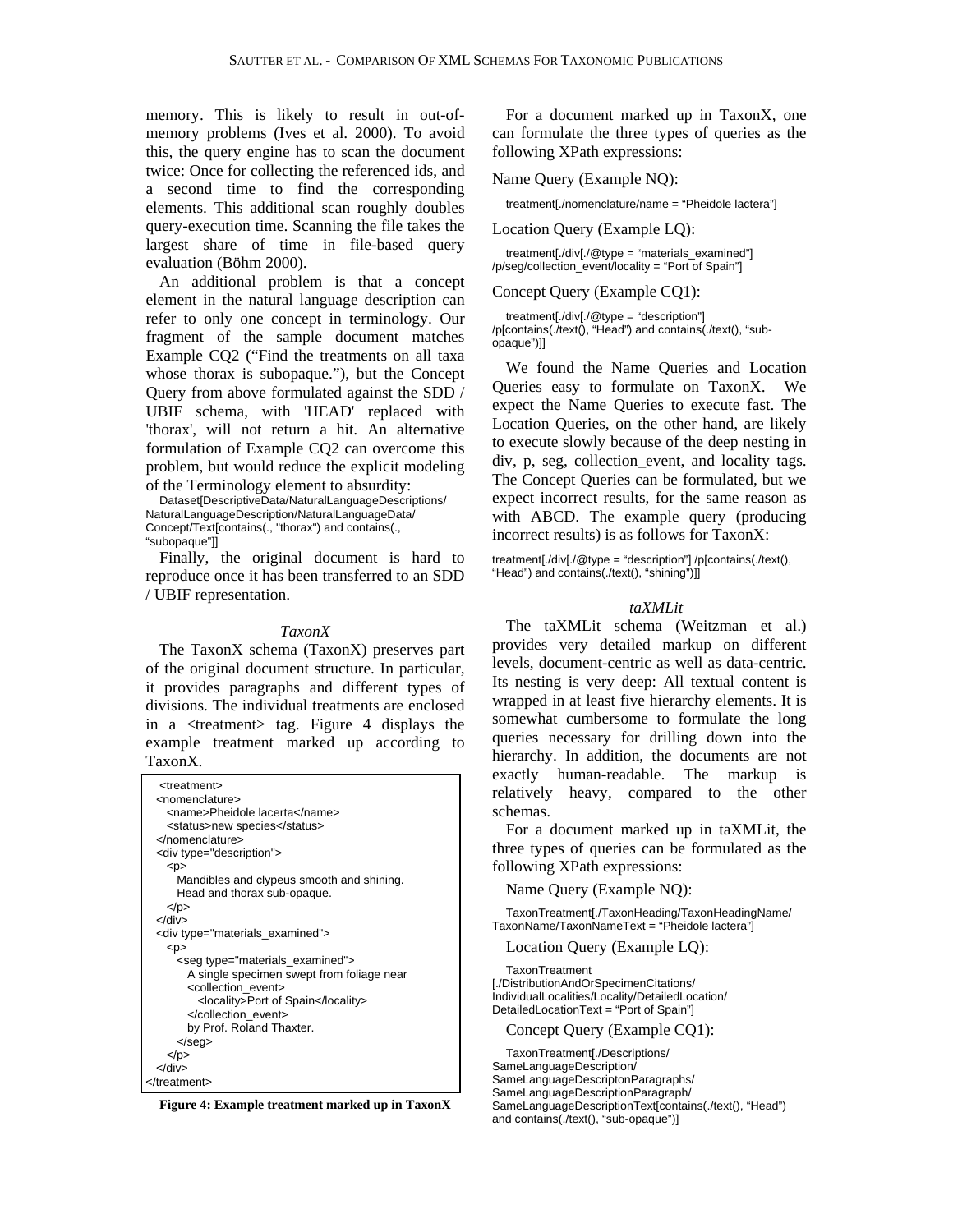memory. This is likely to result in out-of-memory problems (Ives et al. 2000). To avoid this, the query engine has to scan the document twice: Once for collecting the referenced ids, and a second time to find the corresponding elements. This additional scan roughly doubles query-execution time. Scanning the file takes the largest share of time in file-based query evaluation (Böhm 2000).

An additional problem is that a concept element in the natural language description can refer to only one concept in terminology. Our fragment of the sample document matches Example CQ2 ("Find the treatments on all taxa whose thorax is subopaque."), but the Concept Query from above formulated against the SDD / UBIF schema, with 'HEAD' replaced with 'thorax', will not return a hit. An alternative formulation of Example CQ2 can overcome this problem, but would reduce the explicit modeling of the Terminology element to absurdity:

```
Dataset[DescriptiveData/NaturalLanguageDescriptions/
NaturalLanguageDescription/NaturalLanguageData/
Concept/Text[contains(., "thorax") and contains(.,
"subopaque"]]
```

Finally, the original document is hard to reproduce once it has been transferred to an SDD / UBIF representation.

### *TaxonX*

The TaxonX schema (TaxonX) preserves part of the original document structure. In particular, it provides paragraphs and different types of divisions. The individual treatments are enclosed in a <treatment> tag. Figure 4 displays the example treatment marked up according to TaxonX.

```
<treatment>
  <nomenclature>
    <name>Pheidole lacerta</name>
    <status>new species</status>
  </nomenclature>
  <div type="description">
    <p>
      Mandibles and clypeus smooth and shining.
      Head and thorax sub-opaque.
    </p>
  </div>
  <div type="materials_examined">
    <p>
      <seg type="materials_examined">
        A single specimen swept from foliage near
        <collection_event>
          <locality>Port of Spain</locality>
        </collection_event>
        by Prof. Roland Thaxter.
      </seg>
    </p>
  </div>
</treatment>
```

**Figure 4: Example treatment marked up in TaxonX**

For a document marked up in TaxonX, one can formulate the three types of queries as the following XPath expressions:

Name Query (Example NQ):

```
treatment[./nomenclature/name = "Pheidole lactera"]
```

Location Query (Example LQ):

```
treatment[./div[./@type = "materials_examined"]
/p/seg/collection_event/locality = "Port of Spain"]
```

Concept Query (Example CQ1):

```
treatment[./div[./@type = "description"]
/p[contains(./text(), "Head") and contains(./text(), "sub-
opaque")]]
```

We found the Name Queries and Location Queries easy to formulate on TaxonX. We expect the Name Queries to execute fast. The Location Queries, on the other hand, are likely to execute slowly because of the deep nesting in div, p, seg, collection_event, and locality tags. The Concept Queries can be formulated, but we expect incorrect results, for the same reason as with ABCD. The example query (producing incorrect results) is as follows for TaxonX:

```
treatment[./div[./@type = "description"] /p[contains(./text(),
"Head") and contains(./text(), "shining")]]
```

### *taXMLit*

The taXMLit schema (Weitzman et al.) provides very detailed markup on different levels, document-centric as well as data-centric. Its nesting is very deep: All textual content is wrapped in at least five hierarchy elements. It is somewhat cumbersome to formulate the long queries necessary for drilling down into the hierarchy. In addition, the documents are not exactly human-readable. The markup is relatively heavy, compared to the other schemas.

For a document marked up in taXMLit, the three types of queries can be formulated as the following XPath expressions:

Name Query (Example NQ):

```
TaxonTreatment[./TaxonHeading/TaxonHeadingName/
TaxonName/TaxonNameText = "Pheidole lactera"]
```

Location Query (Example LQ):

```
TaxonTreatment
[./DistributionAndOrSpecimenCitations/
IndividualLocalities/Locality/DetailedLocation/
DetailedLocationText = "Port of Spain"]
```

Concept Query (Example CQ1):

```
TaxonTreatment[./Descriptions/
SameLanguageDescription/
SameLanguageDescriptonParagraphs/
SameLanguageDescriptionParagraph/
SameLanguageDescriptionText[contains(./text(), "Head")
and contains(./text(), "sub-opaque")]
```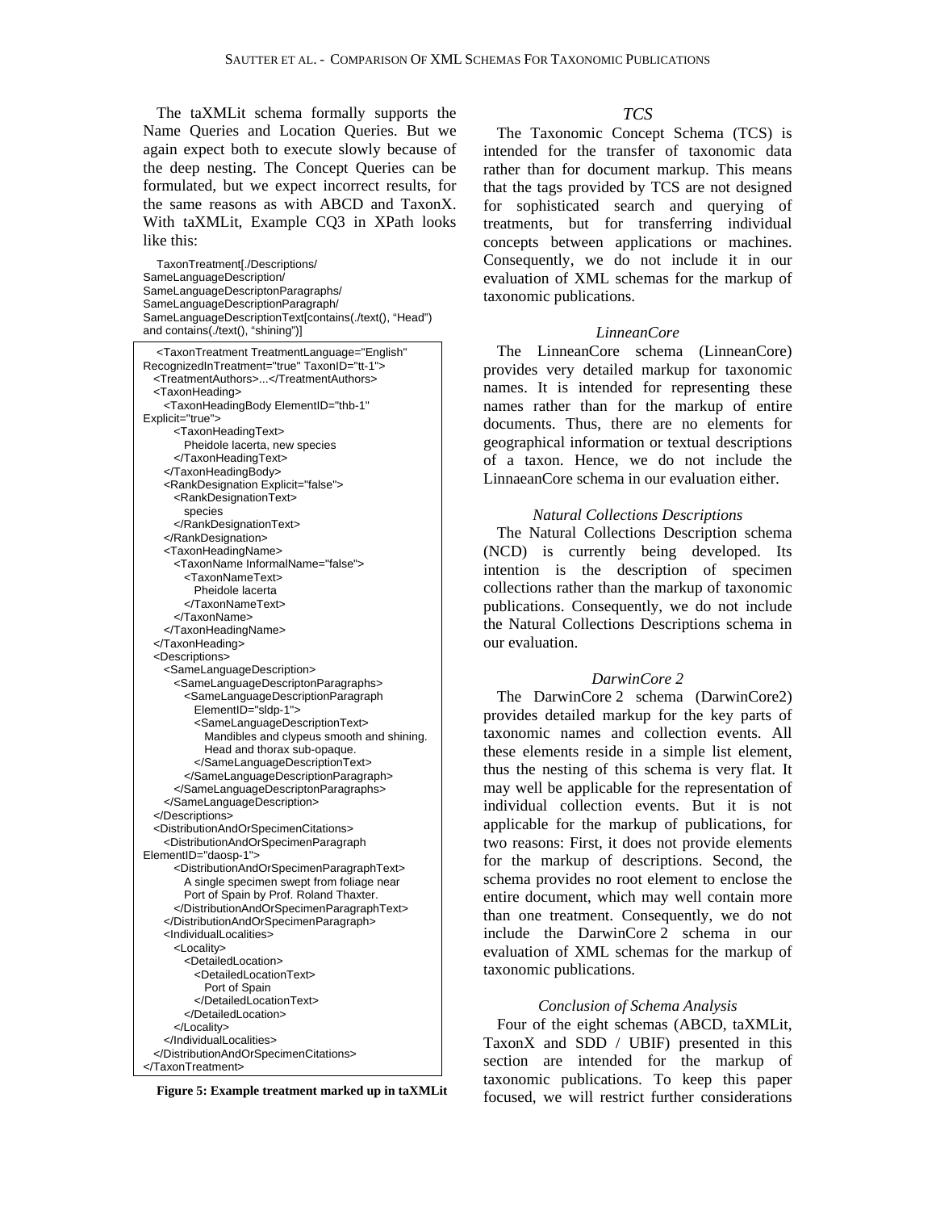The taXMLit schema formally supports the Name Queries and Location Queries. But we again expect both to execute slowly because of the deep nesting. The Concept Queries can be formulated, but we expect incorrect results, for the same reasons as with ABCD and TaxonX. With taXMLit, Example CQ3 in XPath looks like this:

```
TaxonTreatment[./Descriptions/
SameLanguageDescription/
SameLanguageDescriptonParagraphs/
SameLanguageDescriptionParagraph/
SameLanguageDescriptionText[contains(./text(), “Head”)
and contains(./text(), “shining”)]
```

```
<TaxonTreatment TreatmentLanguage="English"
RecognizedInTreatment="true" TaxonID="tt-1">
  <TreatmentAuthors>...</TreatmentAuthors>
  <TaxonHeading>
    <TaxonHeadingBody ElementID="thb-1"
Explicit="true">
      <TaxonHeadingText>
        Pheidole lacerta, new species
      </TaxonHeadingText>
    </TaxonHeadingBody>
    <RankDesignation Explicit="false">
      <RankDesignationText>
        species
      </RankDesignationText>
    </RankDesignation>
    <TaxonHeadingName>
      <TaxonName InformalName="false">
        <TaxonNameText>
          Pheidole lacerta
        </TaxonNameText>
      </TaxonName>
    </TaxonHeadingName>
  </TaxonHeading>
  <Descriptions>
    <SameLanguageDescription>
      <SameLanguageDescriptonParagraphs>
        <SameLanguageDescriptionParagraph
          ElementID="sldp-1">
          <SameLanguageDescriptionText>
            Mandibles and clypeus smooth and shining.
            Head and thorax sub-opaque.
          </SameLanguageDescriptionText>
        </SameLanguageDescriptionParagraph>
      </SameLanguageDescriptonParagraphs>
    </SameLanguageDescription>
  </Descriptions>
  <DistributionAndOrSpecimenCitations>
    <DistributionAndOrSpecimenParagraph
ElementID="daosp-1">
      <DistributionAndOrSpecimenParagraphText>
        A single specimen swept from foliage near
        Port of Spain by Prof. Roland Thaxter.
      </DistributionAndOrSpecimenParagraphText>
    </DistributionAndOrSpecimenParagraph>
    <IndividualLocalities>
      <Locality>
        <DetailedLocation>
          <DetailedLocationText>
            Port of Spain
          </DetailedLocationText>
        </DetailedLocation>
      </Locality>
    </IndividualLocalities>
  </DistributionAndOrSpecimenCitations>
</TaxonTreatment>
```

**Figure 5: Example treatment marked up in taXMLit**

### *TCS*

The Taxonomic Concept Schema (TCS) is intended for the transfer of taxonomic data rather than for document markup. This means that the tags provided by TCS are not designed for sophisticated search and querying of treatments, but for transferring individual concepts between applications or machines. Consequently, we do not include it in our evaluation of XML schemas for the markup of taxonomic publications.

### *LinneanCore*

The LinneanCore schema (LinneanCore) provides very detailed markup for taxonomic names. It is intended for representing these names rather than for the markup of entire documents. Thus, there are no elements for geographical information or textual descriptions of a taxon. Hence, we do not include the LinnaeanCore schema in our evaluation either.

### *Natural Collections Descriptions*

The Natural Collections Description schema (NCD) is currently being developed. Its intention is the description of specimen collections rather than the markup of taxonomic publications. Consequently, we do not include the Natural Collections Descriptions schema in our evaluation.

### *DarwinCore 2*

The DarwinCore 2 schema (DarwinCore2) provides detailed markup for the key parts of taxonomic names and collection events. All these elements reside in a simple list element, thus the nesting of this schema is very flat. It may well be applicable for the representation of individual collection events. But it is not applicable for the markup of publications, for two reasons: First, it does not provide elements for the markup of descriptions. Second, the schema provides no root element to enclose the entire document, which may well contain more than one treatment. Consequently, we do not include the DarwinCore 2 schema in our evaluation of XML schemas for the markup of taxonomic publications.

### *Conclusion of Schema Analysis*

Four of the eight schemas (ABCD, taXMLit, TaxonX and SDD / UBIF) presented in this section are intended for the markup of taxonomic publications. To keep this paper focused, we will restrict further considerations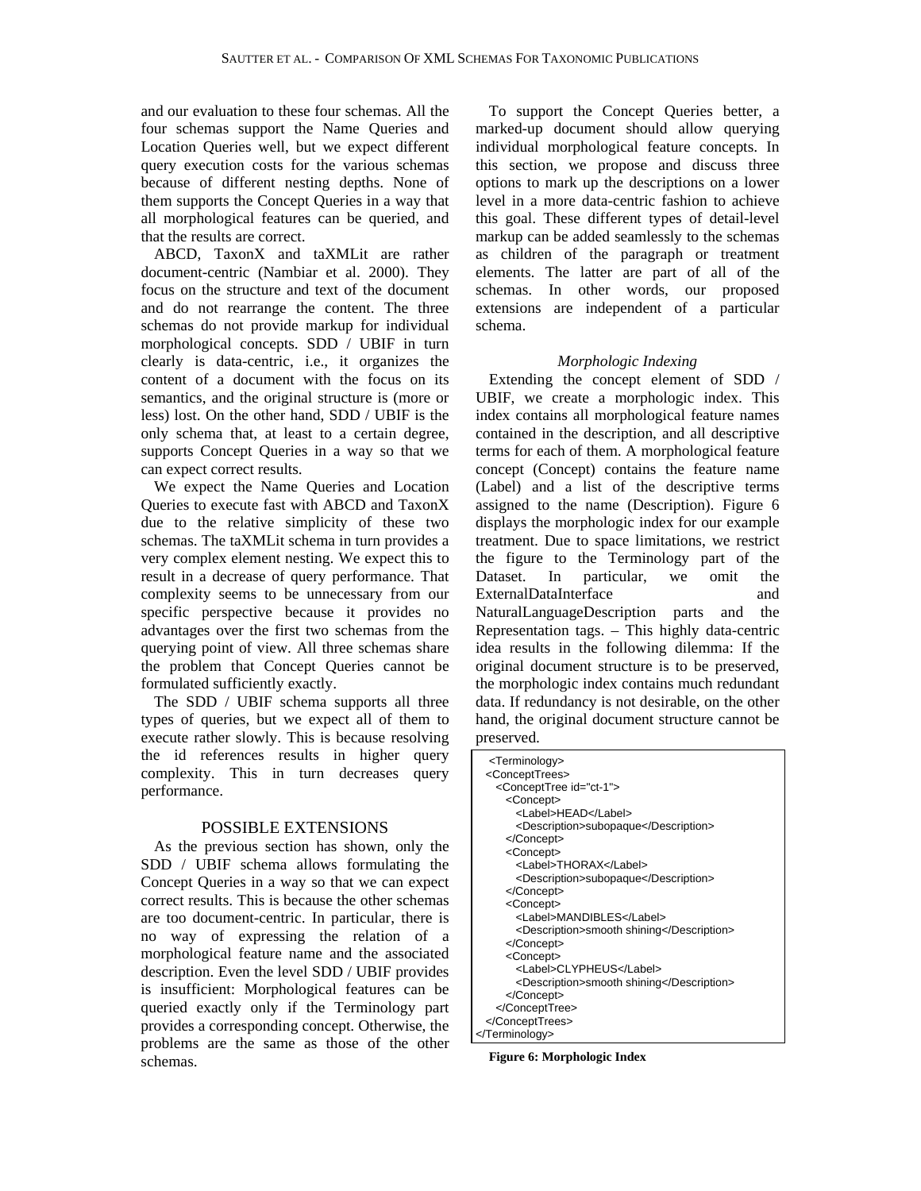and our evaluation to these four schemas. All the four schemas support the Name Queries and Location Queries well, but we expect different query execution costs for the various schemas because of different nesting depths. None of them supports the Concept Queries in a way that all morphological features can be queried, and that the results are correct.

ABCD, TaxonX and taXMLit are rather document-centric (Nambiar et al. 2000). They focus on the structure and text of the document and do not rearrange the content. The three schemas do not provide markup for individual morphological concepts. SDD / UBIF in turn clearly is data-centric, i.e., it organizes the content of a document with the focus on its semantics, and the original structure is (more or less) lost. On the other hand, SDD / UBIF is the only schema that, at least to a certain degree, supports Concept Queries in a way so that we can expect correct results.

We expect the Name Queries and Location Queries to execute fast with ABCD and TaxonX due to the relative simplicity of these two schemas. The taXMLit schema in turn provides a very complex element nesting. We expect this to result in a decrease of query performance. That complexity seems to be unnecessary from our specific perspective because it provides no advantages over the first two schemas from the querying point of view. All three schemas share the problem that Concept Queries cannot be formulated sufficiently exactly.

The SDD / UBIF schema supports all three types of queries, but we expect all of them to execute rather slowly. This is because resolving the id references results in higher query complexity. This in turn decreases query performance.

## POSSIBLE EXTENSIONS

As the previous section has shown, only the SDD / UBIF schema allows formulating the Concept Queries in a way so that we can expect correct results. This is because the other schemas are too document-centric. In particular, there is no way of expressing the relation of a morphological feature name and the associated description. Even the level SDD / UBIF provides is insufficient: Morphological features can be queried exactly only if the Terminology part provides a corresponding concept. Otherwise, the problems are the same as those of the other schemas.

To support the Concept Queries better, a marked-up document should allow querying individual morphological feature concepts. In this section, we propose and discuss three options to mark up the descriptions on a lower level in a more data-centric fashion to achieve this goal. These different types of detail-level markup can be added seamlessly to the schemas as children of the paragraph or treatment elements. The latter are part of all of the schemas. In other words, our proposed extensions are independent of a particular schema.

### *Morphologic Indexing*

Extending the concept element of SDD / UBIF, we create a morphologic index. This index contains all morphological feature names contained in the description, and all descriptive terms for each of them. A morphological feature concept (Concept) contains the feature name (Label) and a list of the descriptive terms assigned to the name (Description). Figure 6 displays the morphologic index for our example treatment. Due to space limitations, we restrict the figure to the Terminology part of the Dataset. In particular, we omit the ExternalDataInterface and NaturalLanguageDescription parts and the Representation tags. – This highly data-centric idea results in the following dilemma: If the original document structure is to be preserved, the morphologic index contains much redundant data. If redundancy is not desirable, on the other hand, the original document structure cannot be preserved.

```
<Terminology>
<ConceptTrees>
  <ConceptTree id="ct-1">
    <Concept>
      <Label>HEAD</Label>
      <Description>subopaque</Description>
    </Concept>
    <Concept>
      <Label>THORAX</Label>
      <Description>subopaque</Description>
    </Concept>
    <Concept>
      <Label>MANDIBLES</Label>
      <Description>smooth shining</Description>
    </Concept>
    <Concept>
      <Label>CLYPHEUS</Label>
      <Description>smooth shining</Description>
    </Concept>
  </ConceptTree>
</ConceptTrees>
</Terminology>
```

**Figure 6: Morphologic Index**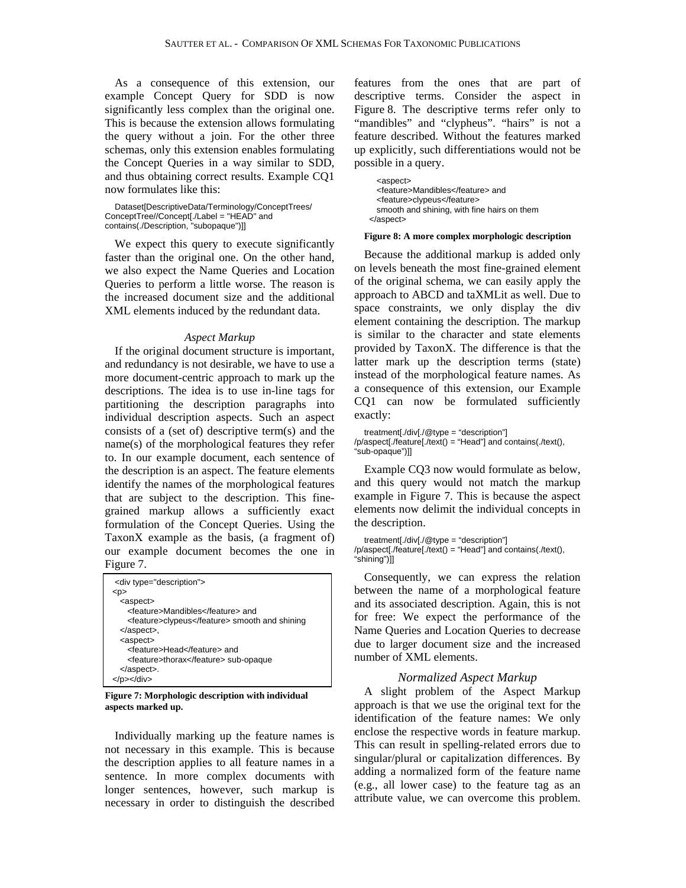As a consequence of this extension, our example Concept Query for SDD is now significantly less complex than the original one. This is because the extension allows formulating the query without a join. For the other three schemas, only this extension enables formulating the Concept Queries in a way similar to SDD, and thus obtaining correct results. Example CQ1 now formulates like this:

```
Dataset[DescriptiveData/Terminology/ConceptTrees/
ConceptTree//Concept[./Label = "HEAD" and
contains(./Description, "subopaque")]]
```

We expect this query to execute significantly faster than the original one. On the other hand, we also expect the Name Queries and Location Queries to perform a little worse. The reason is the increased document size and the additional XML elements induced by the redundant data.

### *Aspect Markup*

If the original document structure is important, and redundancy is not desirable, we have to use a more document-centric approach to mark up the descriptions. The idea is to use in-line tags for partitioning the description paragraphs into individual description aspects. Such an aspect consists of a (set of) descriptive term(s) and the name(s) of the morphological features they refer to. In our example document, each sentence of the description is an aspect. The feature elements identify the names of the morphological features that are subject to the description. This fine-grained markup allows a sufficiently exact formulation of the Concept Queries. Using the TaxonX example as the basis, (a fragment of) our example document becomes the one in Figure 7.

```
<div type="description">
<p>
  <aspect>
    <feature>Mandibles</feature> and
    <feature>clypeus</feature> smooth and shining
  </aspect>,
  <aspect>
    <feature>Head</feature> and
    <feature>thorax</feature> sub-opaque
  </aspect>.
</p></div>
```

**Figure 7: Morphologic description with individual aspects marked up.**

Individually marking up the feature names is not necessary in this example. This is because the description applies to all feature names in a sentence. In more complex documents with longer sentences, however, such markup is necessary in order to distinguish the described features from the ones that are part of descriptive terms. Consider the aspect in Figure 8. The descriptive terms refer only to "mandibles" and "clypeus". "hairs" is not a feature described. Without the features marked up explicitly, such differentiations would not be possible in a query.

```
<aspect>
<feature>Mandibles</feature> and
<feature>clypeus</feature>
smooth and shining, with fine hairs on them
</aspect>
```

**Figure 8: A more complex morphologic description**

Because the additional markup is added only on levels beneath the most fine-grained element of the original schema, we can easily apply the approach to ABCD and taXMLit as well. Due to space constraints, we only display the div element containing the description. The markup is similar to the character and state elements provided by TaxonX. The difference is that the latter mark up the description terms (state) instead of the morphological feature names. As a consequence of this extension, our Example CQ1 can now be formulated sufficiently exactly:

```
treatment[./div[./@type = "description"]
/p/aspect[./feature[./text() = "Head"] and contains(./text(),
"sub-opaque")]]
```

Example CQ3 now would formulate as below, and this query would not match the markup example in Figure 7. This is because the aspect elements now delimit the individual concepts in the description.

```
treatment[./div[./@type = "description"]
/p/aspect[./feature[./text() = "Head"] and contains(./text(),
"shining")]]
```

Consequently, we can express the relation between the name of a morphological feature and its associated description. Again, this is not for free: We expect the performance of the Name Queries and Location Queries to decrease due to larger document size and the increased number of XML elements.

### *Normalized Aspect Markup*

A slight problem of the Aspect Markup approach is that we use the original text for the identification of the feature names: We only enclose the respective words in feature markup. This can result in spelling-related errors due to singular/plural or capitalization differences. By adding a normalized form of the feature name (e.g., all lower case) to the feature tag as an attribute value, we can overcome this problem.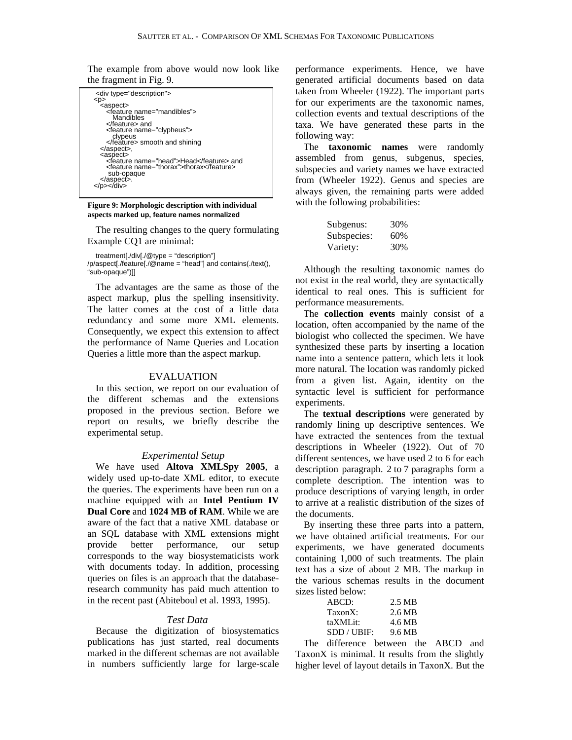The example from above would now look like the fragment in Fig. 9.

```
<div type="description">
<p>
  <aspect>
    <feature name="mandibles">
      Mandibles
    </feature> and
    <feature name="clypheus">
      clypeus
    </feature> smooth and shining
  </aspect>,
  <aspect>
    <feature name="head">Head</feature> and
    <feature name="thorax">thorax</feature>
     sub-opaque
  </aspect>.
</p></div>
```

**Figure 9: Morphologic description with individual aspects marked up, feature names normalized**

The resulting changes to the query formulating Example CQ1 are minimal:

```
treatment[./div[./@type = "description"]
/p/aspect[./feature[./@name = "head"] and contains(./text(),
"sub-opaque")]]
```

The advantages are the same as those of the aspect markup, plus the spelling insensitivity. The latter comes at the cost of a little data redundancy and some more XML elements. Consequently, we expect this extension to affect the performance of Name Queries and Location Queries a little more than the aspect markup.

## EVALUATION

In this section, we report on our evaluation of the different schemas and the extensions proposed in the previous section. Before we report on results, we briefly describe the experimental setup.

### *Experimental Setup*

We have used **Altova XMLSpy 2005**, a widely used up-to-date XML editor, to execute the queries. The experiments have been run on a machine equipped with an **Intel Pentium IV Dual Core** and **1024 MB of RAM**. While we are aware of the fact that a native XML database or an SQL database with XML extensions might provide better performance, our setup corresponds to the way biosystematicists work with documents today. In addition, processing queries on files is an approach that the database-research community has paid much attention to in the recent past (Abiteboul et al. 1993, 1995).

### *Test Data*

Because the digitization of biosystematics publications has just started, real documents marked in the different schemas are not available in numbers sufficiently large for large-scale performance experiments. Hence, we have generated artificial documents based on data taken from Wheeler (1922). The important parts for our experiments are the taxonomic names, collection events and textual descriptions of the taxa. We have generated these parts in the following way:

The **taxonomic names** were randomly assembled from genus, subgenus, species, subspecies and variety names we have extracted from (Wheeler 1922). Genus and species are always given, the remaining parts were added with the following probabilities:

| | |
|---|---|
| Subgenus: | 30% |
| Subspecies: | 60% |
| Variety: | 30% |

Although the resulting taxonomic names do not exist in the real world, they are syntactically identical to real ones. This is sufficient for performance measurements.

The **collection events** mainly consist of a location, often accompanied by the name of the biologist who collected the specimen. We have synthesized these parts by inserting a location name into a sentence pattern, which lets it look more natural. The location was randomly picked from a given list. Again, identity on the syntactic level is sufficient for performance experiments.

The **textual descriptions** were generated by randomly lining up descriptive sentences. We have extracted the sentences from the textual descriptions in Wheeler (1922). Out of 70 different sentences, we have used 2 to 6 for each description paragraph. 2 to 7 paragraphs form a complete description. The intention was to produce descriptions of varying length, in order to arrive at a realistic distribution of the sizes of the documents.

By inserting these three parts into a pattern, we have obtained artificial treatments. For our experiments, we have generated documents containing 1,000 of such treatments. The plain text has a size of about 2 MB. The markup in the various schemas results in the document sizes listed below:

| | |
|---|---|
| ABCD: | 2.5 MB |
| TaxonX: | 2.6 MB |
| taXMLit: | 4.6 MB |
| SDD / UBIF: | 9.6 MB |

The difference between the ABCD and TaxonX is minimal. It results from the slightly higher level of layout details in TaxonX. But the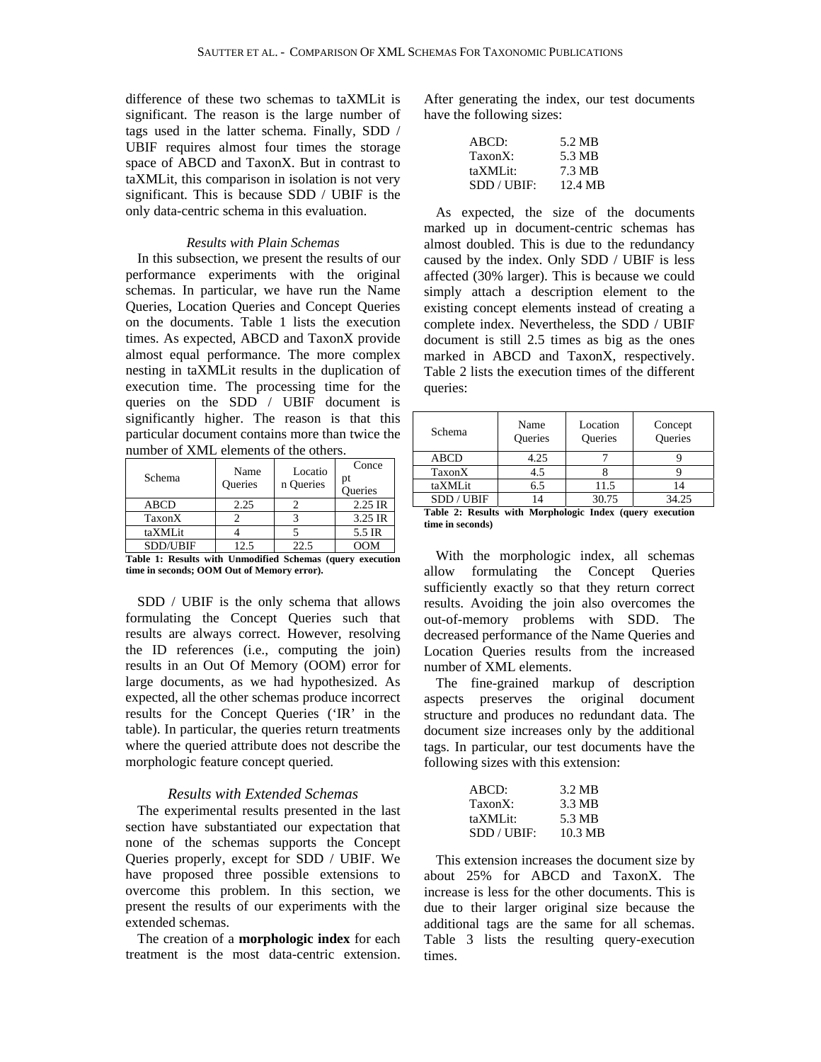difference of these two schemas to taXMLit is significant. The reason is the large number of tags used in the latter schema. Finally, SDD / UBIF requires almost four times the storage space of ABCD and TaxonX. But in contrast to taXMLit, this comparison in isolation is not very significant. This is because SDD / UBIF is the only data-centric schema in this evaluation.

### *Results with Plain Schemas*

In this subsection, we present the results of our performance experiments with the original schemas. In particular, we have run the Name Queries, Location Queries and Concept Queries on the documents. Table 1 lists the execution times. As expected, ABCD and TaxonX provide almost equal performance. The more complex nesting in taXMLit results in the duplication of execution time. The processing time for the queries on the SDD / UBIF document is significantly higher. The reason is that this particular document contains more than twice the number of XML elements of the others.

| Schema | Name Queries | Location Queries | Concept Queries |
|---|---|---|---|
| ABCD | 2.25 | 2 | 2.25 IR |
| TaxonX | 2 | 3 | 3.25 IR |
| taXMLit | 4 | 5 | 5.5 IR |
| SDD/UBIF | 12.5 | 22.5 | OOM |

**Table 1: Results with Unmodified Schemas (query execution time in seconds; OOM Out of Memory error).**

SDD / UBIF is the only schema that allows formulating the Concept Queries such that results are always correct. However, resolving the ID references (i.e., computing the join) results in an Out Of Memory (OOM) error for large documents, as we had hypothesized. As expected, all the other schemas produce incorrect results for the Concept Queries ('IR' in the table). In particular, the queries return treatments where the queried attribute does not describe the morphologic feature concept queried.

### *Results with Extended Schemas*

The experimental results presented in the last section have substantiated our expectation that none of the schemas supports the Concept Queries properly, except for SDD / UBIF. We have proposed three possible extensions to overcome this problem. In this section, we present the results of our experiments with the extended schemas.

The creation of a **morphologic index** for each treatment is the most data-centric extension. After generating the index, our test documents have the following sizes:

| | |
|---|---|
| ABCD: | 5.2 MB |
| TaxonX: | 5.3 MB |
| taXMLit: | 7.3 MB |
| SDD / UBIF: | 12.4 MB |

As expected, the size of the documents marked up in document-centric schemas has almost doubled. This is due to the redundancy caused by the index. Only SDD / UBIF is less affected (30% larger). This is because we could simply attach a description element to the existing concept elements instead of creating a complete index. Nevertheless, the SDD / UBIF document is still 2.5 times as big as the ones marked in ABCD and TaxonX, respectively. Table 2 lists the execution times of the different queries:

| Schema | Name Queries | Location Queries | Concept Queries |
|---|---|---|---|
| ABCD | 4.25 | 7 | 9 |
| TaxonX | 4.5 | 8 | 9 |
| taXMLit | 6.5 | 11.5 | 14 |
| SDD / UBIF | 14 | 30.75 | 34.25 |

**Table 2: Results with Morphologic Index (query execution time in seconds)**

With the morphologic index, all schemas allow formulating the Concept Queries sufficiently exactly so that they return correct results. Avoiding the join also overcomes the out-of-memory problems with SDD. The decreased performance of the Name Queries and Location Queries results from the increased number of XML elements.

The fine-grained markup of description aspects preserves the original document structure and produces no redundant data. The document size increases only by the additional tags. In particular, our test documents have the following sizes with this extension:

| | |
|---|---|
| ABCD: | 3.2 MB |
| TaxonX: | 3.3 MB |
| taXMLit: | 5.3 MB |
| SDD / UBIF: | 10.3 MB |

This extension increases the document size by about 25% for ABCD and TaxonX. The increase is less for the other documents. This is due to their larger original size because the additional tags are the same for all schemas. Table 3 lists the resulting query-execution times.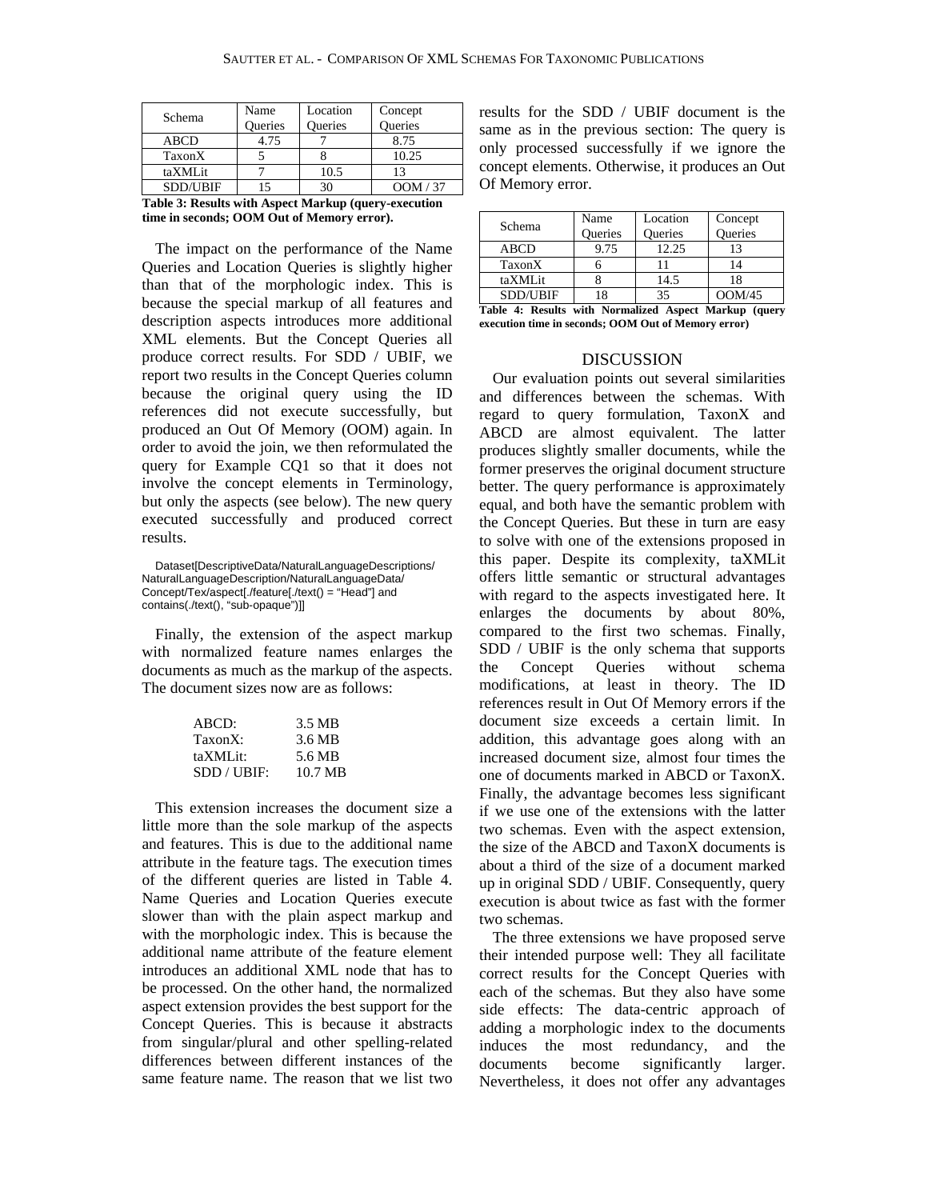| Schema | Name Queries | Location Queries | Concept Queries |
|---|---|---|---|
| ABCD | 4.75 | 7 | 8.75 |
| TaxonX | 5 | 8 | 10.25 |
| taXMLit | 7 | 10.5 | 13 |
| SDD/UBIF | 15 | 30 | OOM / 37 |

**Table 3: Results with Aspect Markup (query-execution time in seconds; OOM Out of Memory error).**

The impact on the performance of the Name Queries and Location Queries is slightly higher than that of the morphologic index. This is because the special markup of all features and description aspects introduces more additional XML elements. But the Concept Queries all produce correct results. For SDD / UBIF, we report two results in the Concept Queries column because the original query using the ID references did not execute successfully, but produced an Out Of Memory (OOM) again. In order to avoid the join, we then reformulated the query for Example CQ1 so that it does not involve the concept elements in Terminology, but only the aspects (see below). The new query executed successfully and produced correct results.

```
Dataset[DescriptiveData/NaturalLanguageDescriptions/
NaturalLanguageDescription/NaturalLanguageData/
Concept/Tex/aspect[./feature[./text() = "Head"] and
contains(./text(), "sub-opaque")]]
```

Finally, the extension of the aspect markup with normalized feature names enlarges the documents as much as the markup of the aspects. The document sizes now are as follows:

| | |
|---|---|
| ABCD: | 3.5 MB |
| TaxonX: | 3.6 MB |
| taXMLit: | 5.6 MB |
| SDD / UBIF: | 10.7 MB |

This extension increases the document size a little more than the sole markup of the aspects and features. This is due to the additional name attribute in the feature tags. The execution times of the different queries are listed in Table 4. Name Queries and Location Queries execute slower than with the plain aspect markup and with the morphologic index. This is because the additional name attribute of the feature element introduces an additional XML node that has to be processed. On the other hand, the normalized aspect extension provides the best support for the Concept Queries. This is because it abstracts from singular/plural and other spelling-related differences between different instances of the same feature name. The reason that we list two results for the SDD / UBIF document is the same as in the previous section: The query is only processed successfully if we ignore the concept elements. Otherwise, it produces an Out Of Memory error.

| Schema | Name Queries | Location Queries | Concept Queries |
|---|---|---|---|
| ABCD | 9.75 | 12.25 | 13 |
| TaxonX | 6 | 11 | 14 |
| taXMLit | 8 | 14.5 | 18 |
| SDD/UBIF | 18 | 35 | OOM/45 |

**Table 4: Results with Normalized Aspect Markup (query execution time in seconds; OOM Out of Memory error)**

## DISCUSSION

Our evaluation points out several similarities and differences between the schemas. With regard to query formulation, TaxonX and ABCD are almost equivalent. The latter produces slightly smaller documents, while the former preserves the original document structure better. The query performance is approximately equal, and both have the semantic problem with the Concept Queries. But these in turn are easy to solve with one of the extensions proposed in this paper. Despite its complexity, taXMLit offers little semantic or structural advantages with regard to the aspects investigated here. It enlarges the documents by about 80%, compared to the first two schemas. Finally, SDD / UBIF is the only schema that supports the Concept Queries without schema modifications, at least in theory. The ID references result in Out Of Memory errors if the document size exceeds a certain limit. In addition, this advantage goes along with an increased document size, almost four times the one of documents marked in ABCD or TaxonX. Finally, the advantage becomes less significant if we use one of the extensions with the latter two schemas. Even with the aspect extension, the size of the ABCD and TaxonX documents is about a third of the size of a document marked up in original SDD / UBIF. Consequently, query execution is about twice as fast with the former two schemas.

The three extensions we have proposed serve their intended purpose well: They all facilitate correct results for the Concept Queries with each of the schemas. But they also have some side effects: The data-centric approach of adding a morphologic index to the documents induces the most redundancy, and the documents become significantly larger. Nevertheless, it does not offer any advantages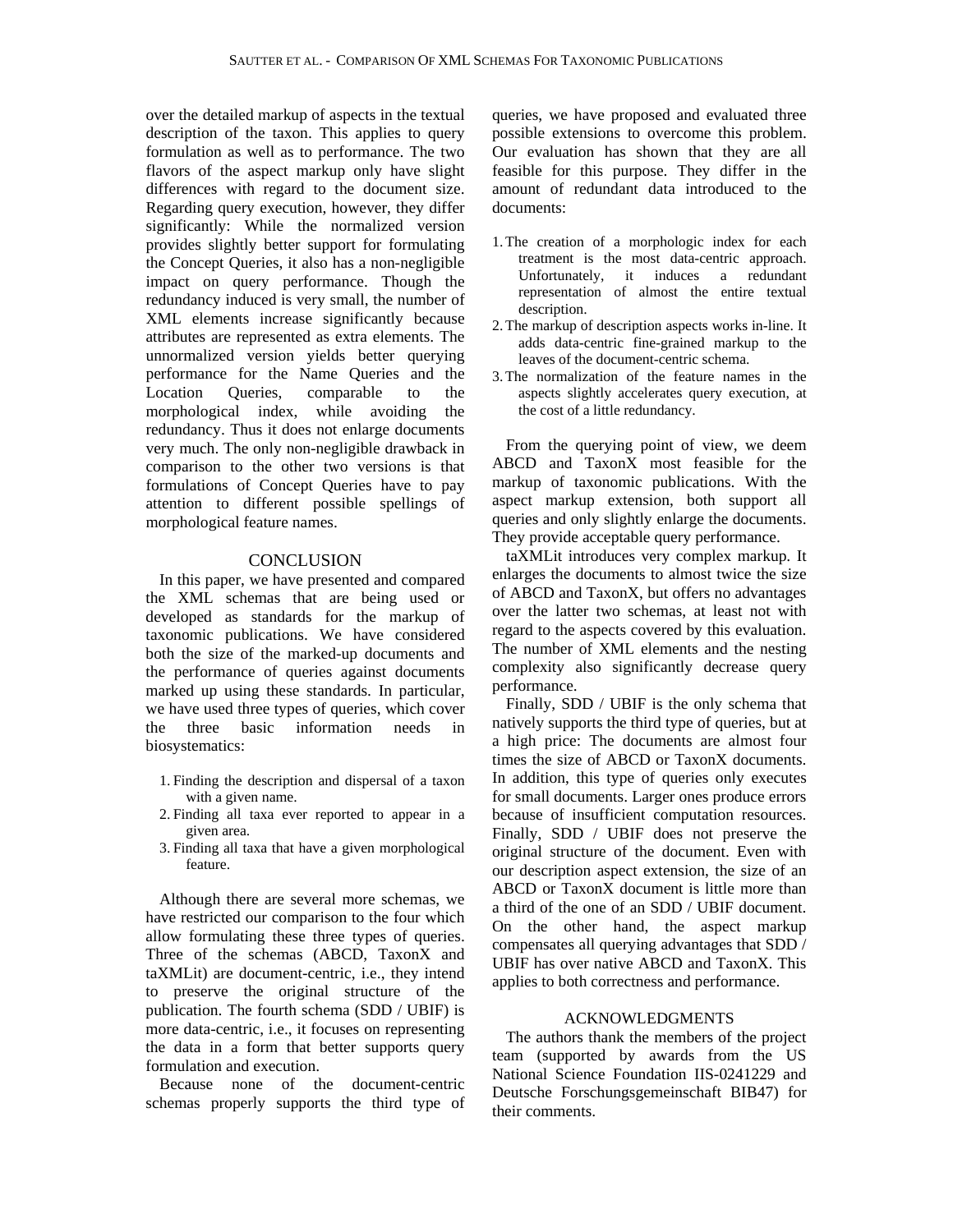over the detailed markup of aspects in the textual description of the taxon. This applies to query formulation as well as to performance. The two flavors of the aspect markup only have slight differences with regard to the document size. Regarding query execution, however, they differ significantly: While the normalized version provides slightly better support for formulating the Concept Queries, it also has a non-negligible impact on query performance. Though the redundancy induced is very small, the number of XML elements increase significantly because attributes are represented as extra elements. The unnormalized version yields better querying performance for the Name Queries and the Location Queries, comparable to the morphological index, while avoiding the redundancy. Thus it does not enlarge documents very much. The only non-negligible drawback in comparison to the other two versions is that formulations of Concept Queries have to pay attention to different possible spellings of morphological feature names.

## CONCLUSION

In this paper, we have presented and compared the XML schemas that are being used or developed as standards for the markup of taxonomic publications. We have considered both the size of the marked-up documents and the performance of queries against documents marked up using these standards. In particular, we have used three types of queries, which cover the three basic information needs in biosystematics:

1. Finding the description and dispersal of a taxon with a given name.
2. Finding all taxa ever reported to appear in a given area.
3. Finding all taxa that have a given morphological feature.

Although there are several more schemas, we have restricted our comparison to the four which allow formulating these three types of queries. Three of the schemas (ABCD, TaxonX and taXMLit) are document-centric, i.e., they intend to preserve the original structure of the publication. The fourth schema (SDD / UBIF) is more data-centric, i.e., it focuses on representing the data in a form that better supports query formulation and execution.

Because none of the document-centric schemas properly supports the third type of queries, we have proposed and evaluated three possible extensions to overcome this problem. Our evaluation has shown that they are all feasible for this purpose. They differ in the amount of redundant data introduced to the documents:

1. The creation of a morphologic index for each treatment is the most data-centric approach. Unfortunately, it induces a redundant representation of almost the entire textual description.
2. The markup of description aspects works in-line. It adds data-centric fine-grained markup to the leaves of the document-centric schema.
3. The normalization of the feature names in the aspects slightly accelerates query execution, at the cost of a little redundancy.

From the querying point of view, we deem ABCD and TaxonX most feasible for the markup of taxonomic publications. With the aspect markup extension, both support all queries and only slightly enlarge the documents. They provide acceptable query performance.

taXMLit introduces very complex markup. It enlarges the documents to almost twice the size of ABCD and TaxonX, but offers no advantages over the latter two schemas, at least not with regard to the aspects covered by this evaluation. The number of XML elements and the nesting complexity also significantly decrease query performance.

Finally, SDD / UBIF is the only schema that natively supports the third type of queries, but at a high price: The documents are almost four times the size of ABCD or TaxonX documents. In addition, this type of queries only executes for small documents. Larger ones produce errors because of insufficient computation resources. Finally, SDD / UBIF does not preserve the original structure of the document. Even with our description aspect extension, the size of an ABCD or TaxonX document is little more than a third of the one of an SDD / UBIF document. On the other hand, the aspect markup compensates all querying advantages that SDD / UBIF has over native ABCD and TaxonX. This applies to both correctness and performance.

## ACKNOWLEDGMENTS

The authors thank the members of the project team (supported by awards from the US National Science Foundation IIS-0241229 and Deutsche Forschungsgemeinschaft BIB47) for their comments.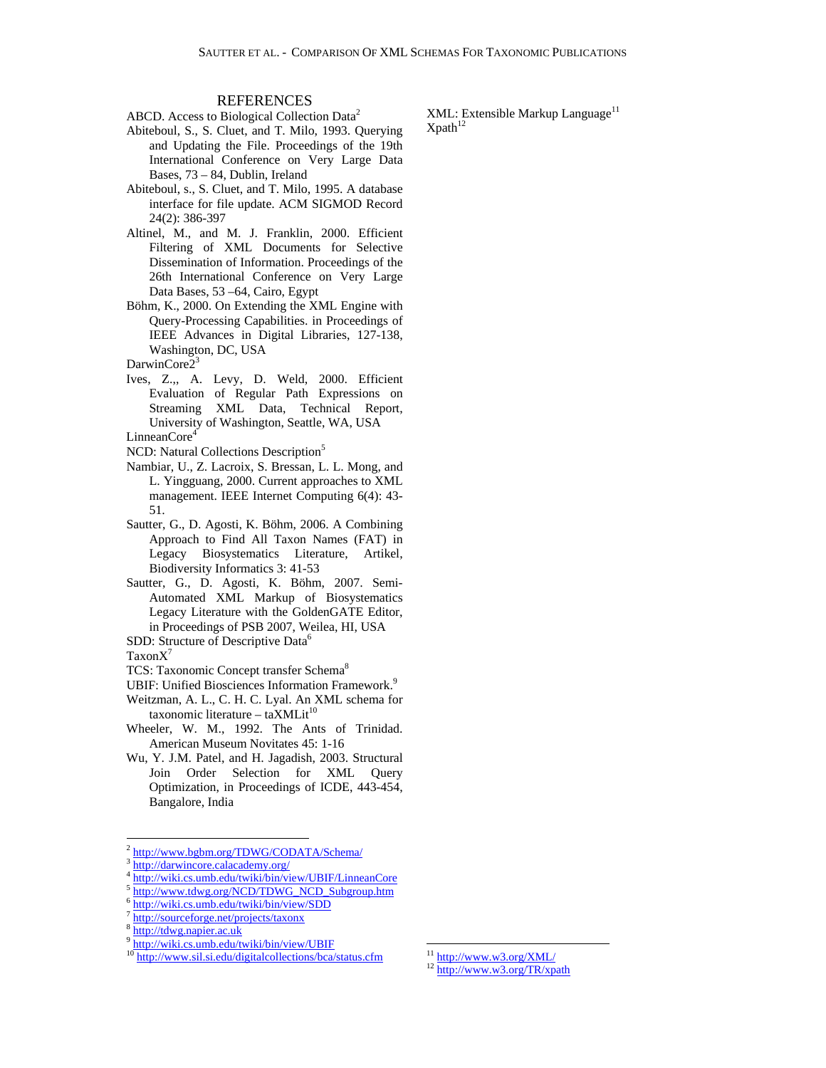## REFERENCES

ABCD. Access to Biological Collection Data[2]

Abiteboul, S., S. Cluet, and T. Milo, 1993. Querying and Updating the File. Proceedings of the 19th International Conference on Very Large Data Bases, 73 – 84, Dublin, Ireland

Abiteboul, s., S. Cluet, and T. Milo, 1995. A database interface for file update. ACM SIGMOD Record 24(2): 386-397

Altinel, M., and M. J. Franklin, 2000. Efficient Filtering of XML Documents for Selective Dissemination of Information. Proceedings of the 26th International Conference on Very Large Data Bases, 53 –64, Cairo, Egypt

Böhm, K., 2000. On Extending the XML Engine with Query-Processing Capabilities. in Proceedings of IEEE Advances in Digital Libraries, 127-138, Washington, DC, USA

DarwinCore2[3]

Ives, Z.,, A. Levy, D. Weld, 2000. Efficient Evaluation of Regular Path Expressions on Streaming XML Data, Technical Report, University of Washington, Seattle, WA, USA

LinneanCore[4]

NCD: Natural Collections Description[5]

Nambiar, U., Z. Lacroix, S. Bressan, L. L. Mong, and L. Yingguang, 2000. Current approaches to XML management. IEEE Internet Computing 6(4): 43-51.

Sautter, G., D. Agosti, K. Böhm, 2006. A Combining Approach to Find All Taxon Names (FAT) in Legacy Biosystematics Literature, Artikel, Biodiversity Informatics 3: 41-53

Sautter, G., D. Agosti, K. Böhm, 2007. Semi-Automated XML Markup of Biosystematics Legacy Literature with the GoldenGATE Editor, in Proceedings of PSB 2007, Weilea, HI, USA

SDD: Structure of Descriptive Data[6]

TaxonX[7]

TCS: Taxonomic Concept transfer Schema[8]

UBIF: Unified Biosciences Information Framework.[9]

Weitzman, A. L., C. H. C. Lyal. An XML schema for taxonomic literature – taXMLit[10]

Wheeler, W. M., 1992. The Ants of Trinidad. American Museum Novitates 45: 1-16

Wu, Y. J.M. Patel, and H. Jagadish, 2003. Structural Join Order Selection for XML Query Optimization, in Proceedings of ICDE, 443-454, Bangalore, India

XML: Extensible Markup Language[11]

Xpath[12]

---

[2] http://www.bgbm.org/TDWG/CODATA/Schema/

[3] http://darwincore.calacademy.org/

[4] http://wiki.cs.umb.edu/twiki/bin/view/UBIF/LinneanCore

[5] http://www.tdwg.org/NCD/TDWG_NCD_Subgroup.htm

[6] http://wiki.cs.umb.edu/twiki/bin/view/SDD

[7] http://sourceforge.net/projects/taxonx

[8] http://tdwg.napier.ac.uk

[9] http://wiki.cs.umb.edu/twiki/bin/view/UBIF

[10] http://www.sil.si.edu/digitalcollections/bca/status.cfm

[11] http://www.w3.org/XML/

[12] http://www.w3.org/TR/xpath